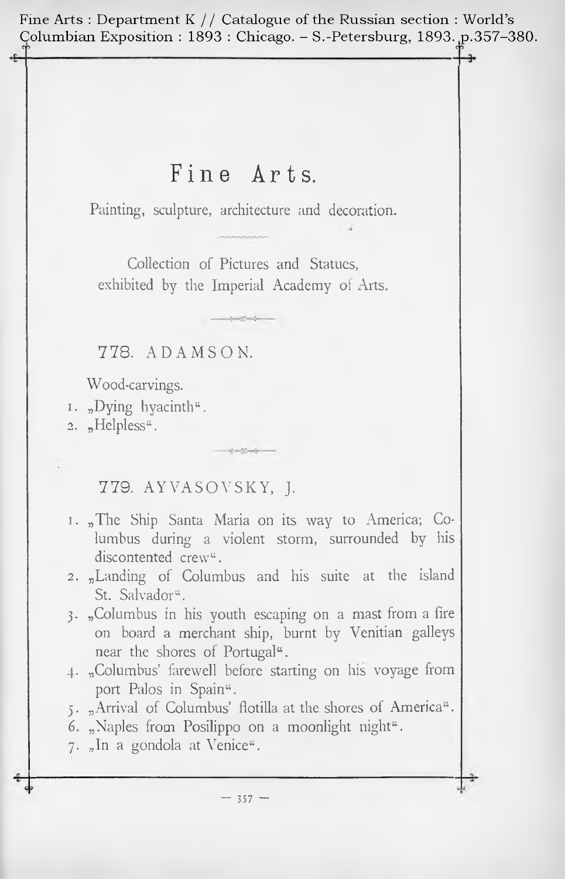Fine Arts : Department K // Catalogue of the Russian section : World's Columbian Exposition : 1893 : Chicago. – S.-Petersburg, 1893. p.357–380.

# Fine Arts.

Painting, sculpture, architecture and decoration.

Collection of Pictures and Statues, exhibited by the Imperial Academy of Arts.

## 778. ADAMSON.

Wood-carvings.

1. „Dying hyacinth".
2. „Helpless".

## 779. AYVASOVSKY, J.

1. „The Ship Santa Maria on its way to America; Columbus during a violent storm, surrounded by his discontented crew".
2. „Landing of Columbus and his suite at the island St. Salvador".
3. „Columbus in his youth escaping on a mast from a fire on board a merchant ship, burnt by Venitian galleys near the shores of Portugal".
4. „Columbus' farewell before starting on his voyage from port Palos in Spain".
5. „Arrival of Columbus' flotilla at the shores of America".
6. „Naples from Posilippo on a moonlight night".
7. „In a gondola at Venice".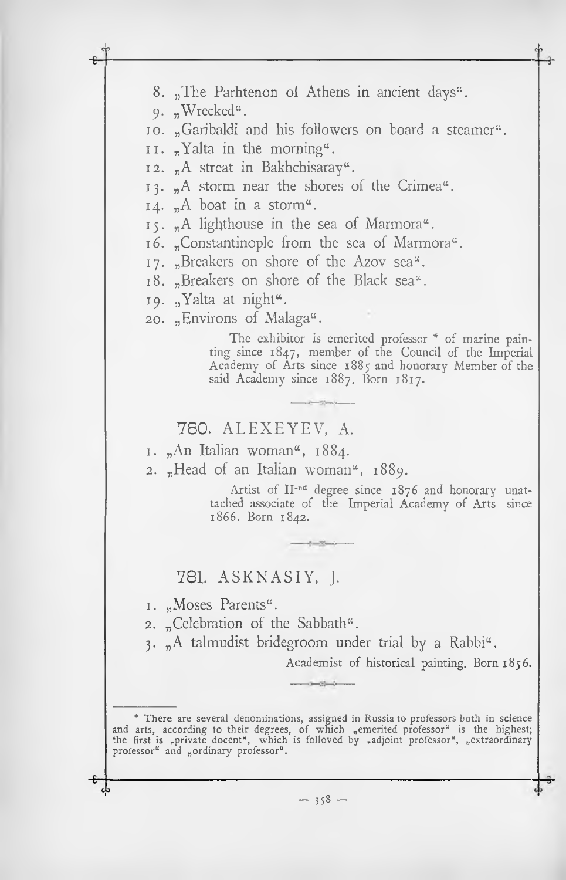8. „The Parhtenon of Athens in ancient days".
9. „Wrecked".
10. „Garibaldi and his followers on board a steamer".
11. „Yalta in the morning".
12. „A streat in Bakhchisaray".
13. „A storm near the shores of the Crimea".
14. „A boat in a storm".
15. „A lighthouse in the sea of Marmora".
16. „Constantinople from the sea of Marmora".
17. „Breakers on shore of the Azov sea".
18. „Breakers on shore of the Black sea".
19. „Yalta at night".
20. „Environs of Malaga".

> The exhibitor is emerited professor * of marine painting since 1847, member of the Council of the Imperial Academy of Arts since 1885 and honorary Member of the said Academy since 1887. Born 1817.

## 780. ALEXEYEV, A.

1. „An Italian woman", 1884.
2. „Head of an Italian woman", 1889.

> Artist of II-nd degree since 1876 and honorary unattached associate of the Imperial Academy of Arts since 1866. Born 1842.

## 781. ASKNASIY, J.

1. „Moses Parents".
2. „Celebration of the Sabbath".
3. „A talmudist bridegroom under trial by a Rabbi".

Academist of historical painting. Born 1856.

---

* There are several denominations, assigned in Russia to professors both in science and arts, according to their degrees, of which „emerited professor" is the highest; the first is „private docent", which is followed by „adjoint professor", „extraordinary professor" and „ordinary professor".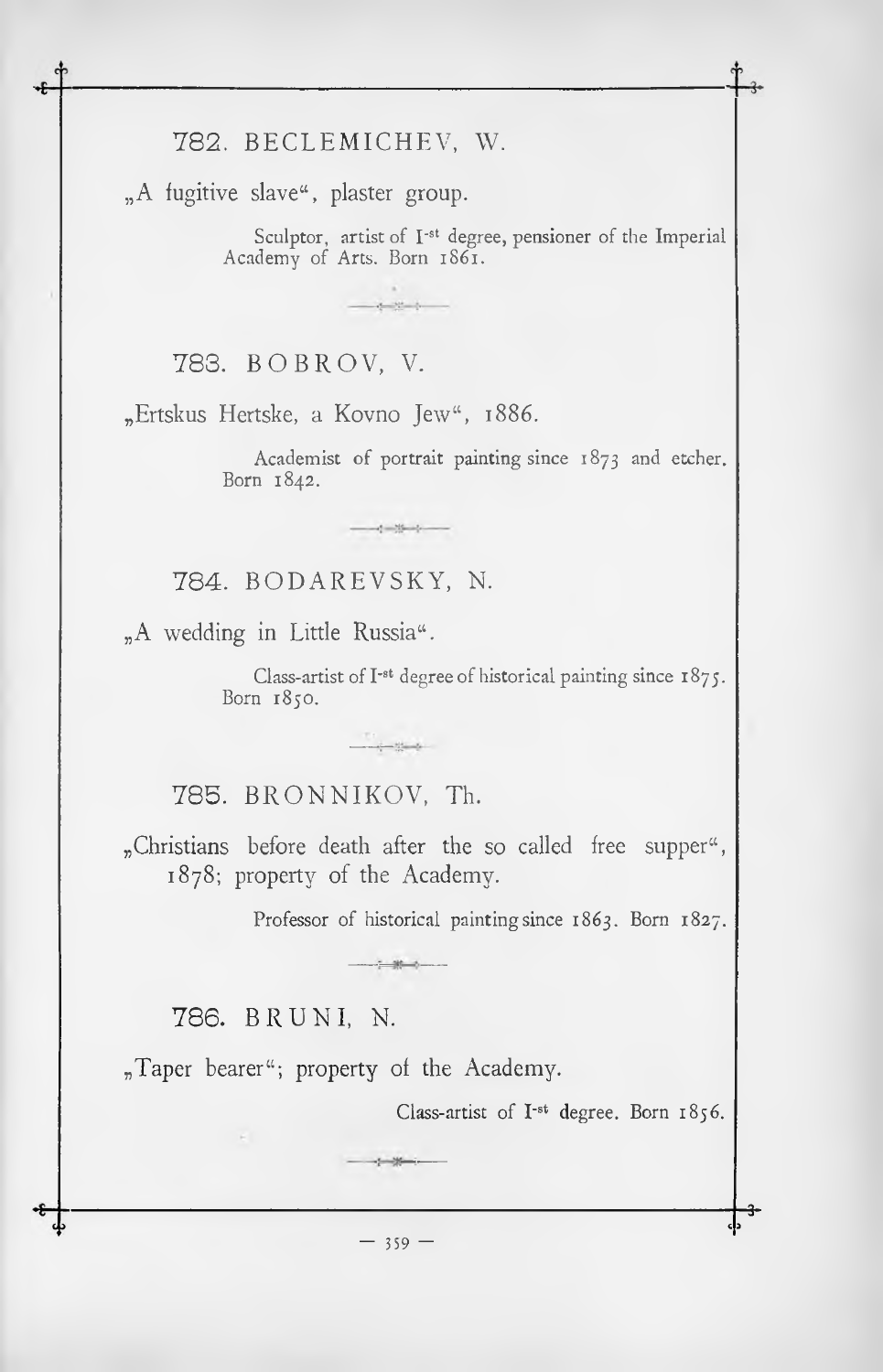### 782. BECLEMICHEV, W.

„A fugitive slave“, plaster group.

> Sculptor, artist of I-st degree, pensioner of the Imperial Academy of Arts. Born 1861.

### 783. BOBROV, V.

„Ertskus Hertske, a Kovno Jew“, 1886.

> Academist of portrait painting since 1873 and etcher. Born 1842.

### 784. BODAREVSKY, N.

„A wedding in Little Russia“.

> Class-artist of I-st degree of historical painting since 1875. Born 1850.

### 785. BRONNIKOV, Th.

„Christians before death after the so called free supper“, 1878; property of the Academy.

> Professor of historical painting since 1863. Born 1827.

### 786. BRUNI, N.

„Taper bearer“; property of the Academy.

> Class-artist of I-st degree. Born 1856.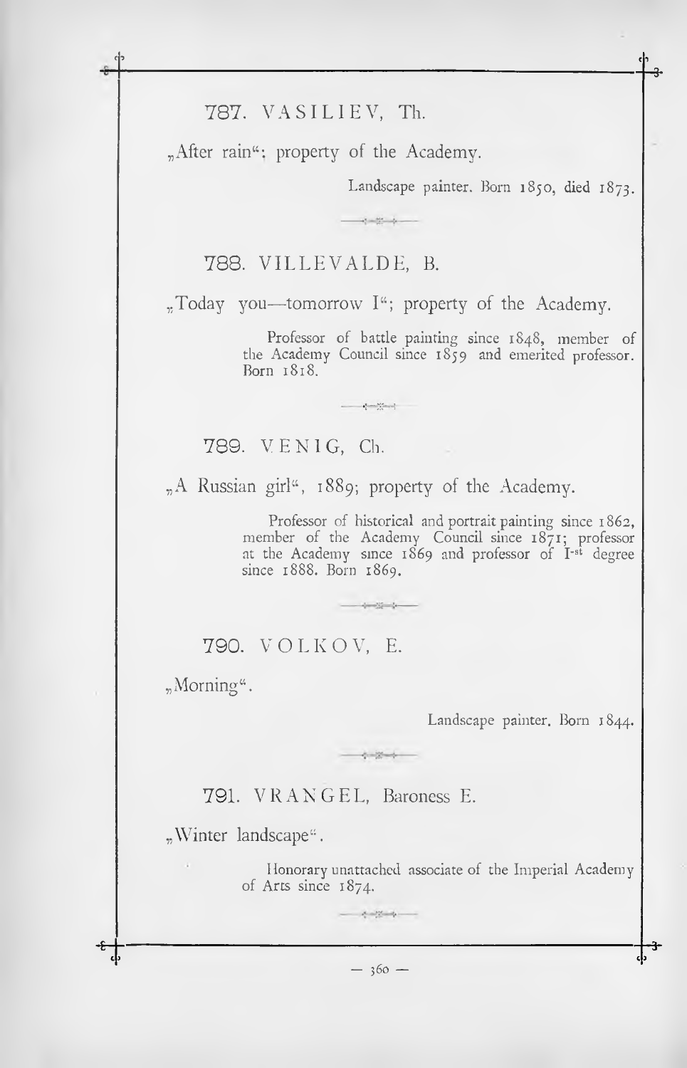### 787. VASILIEV, Th.

„After rain“; property of the Academy.

Landscape painter. Born 1850, died 1873.

### 788. VILLEVALDE, B.

„Today you—tomorrow I“; property of the Academy.

Professor of battle painting since 1848, member of the Academy Council since 1859 and emerited professor. Born 1818.

### 789. VENIG, Ch.

„A Russian girl“, 1889; property of the Academy.

Professor of historical and portrait painting since 1862, member of the Academy Council since 1871; professor at the Academy since 1869 and professor of I-st degree since 1888. Born 1869.

### 790. VOLKOV, E.

„Morning“.

Landscape painter. Born 1844.

### 791. VRANGEL, Baroness E.

„Winter landscape“.

Honorary unattached associate of the Imperial Academy of Arts since 1874.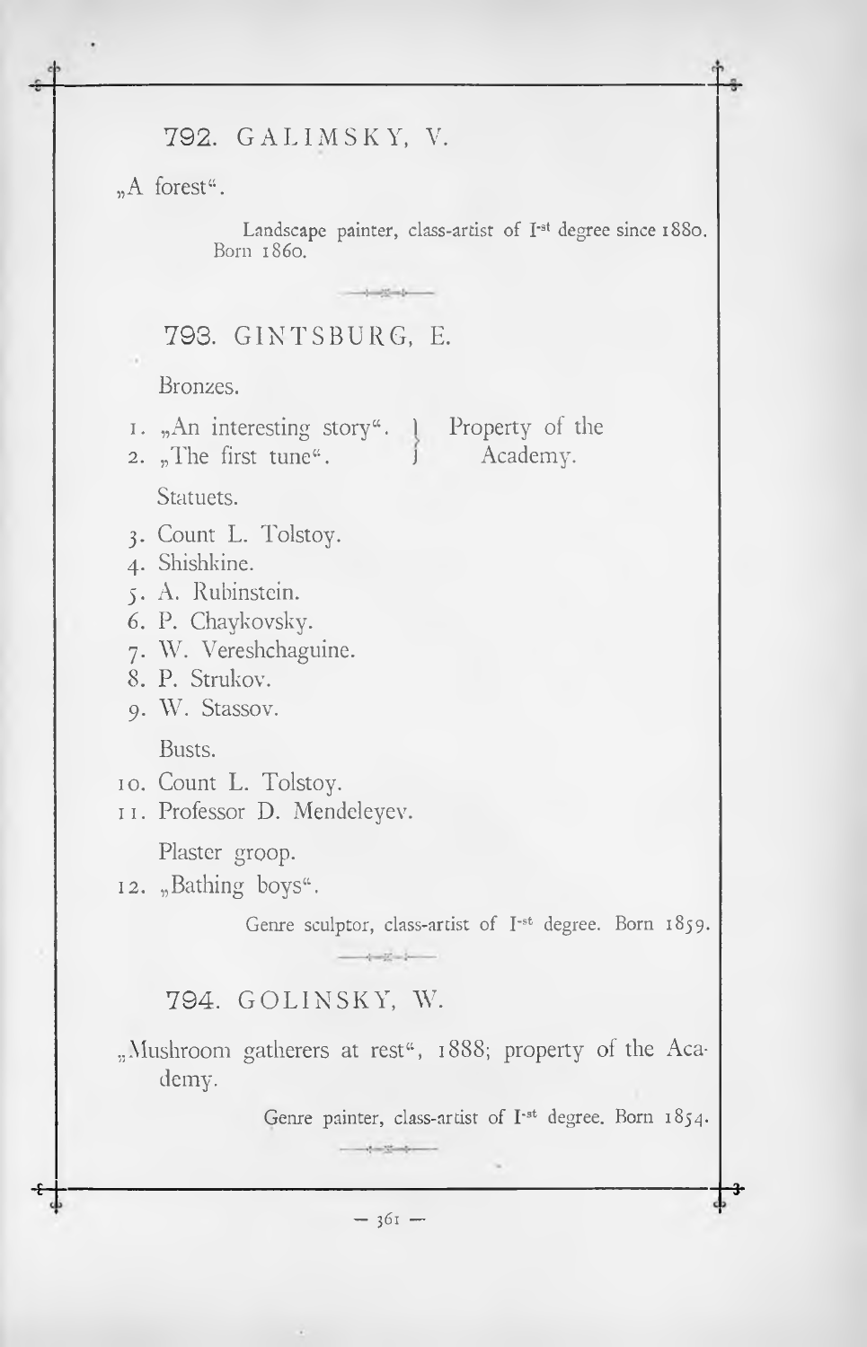## 792. GALIMSKY, V.

„A forest".

Landscape painter, class-artist of I-st degree since 1880. Born 1860.

## 793. GINTSBURG, E.

Bronzes.

1. „An interesting story". } Property of the
2. „The first tune". } Academy.

Statuets.

3. Count L. Tolstoy.
4. Shishkine.
5. A. Rubinstein.
6. P. Chaykovsky.
7. W. Vereshchaguine.
8. P. Strukov.
9. W. Stassov.

Busts.

10. Count L. Tolstoy.
11. Professor D. Mendeleyev.

Plaster groop.

12. „Bathing boys".

Genre sculptor, class-artist of I-st degree. Born 1859.

## 794. GOLINSKY, W.

„Mushroom gatherers at rest", 1888; property of the Academy.

Genre painter, class-artist of I-st degree. Born 1854.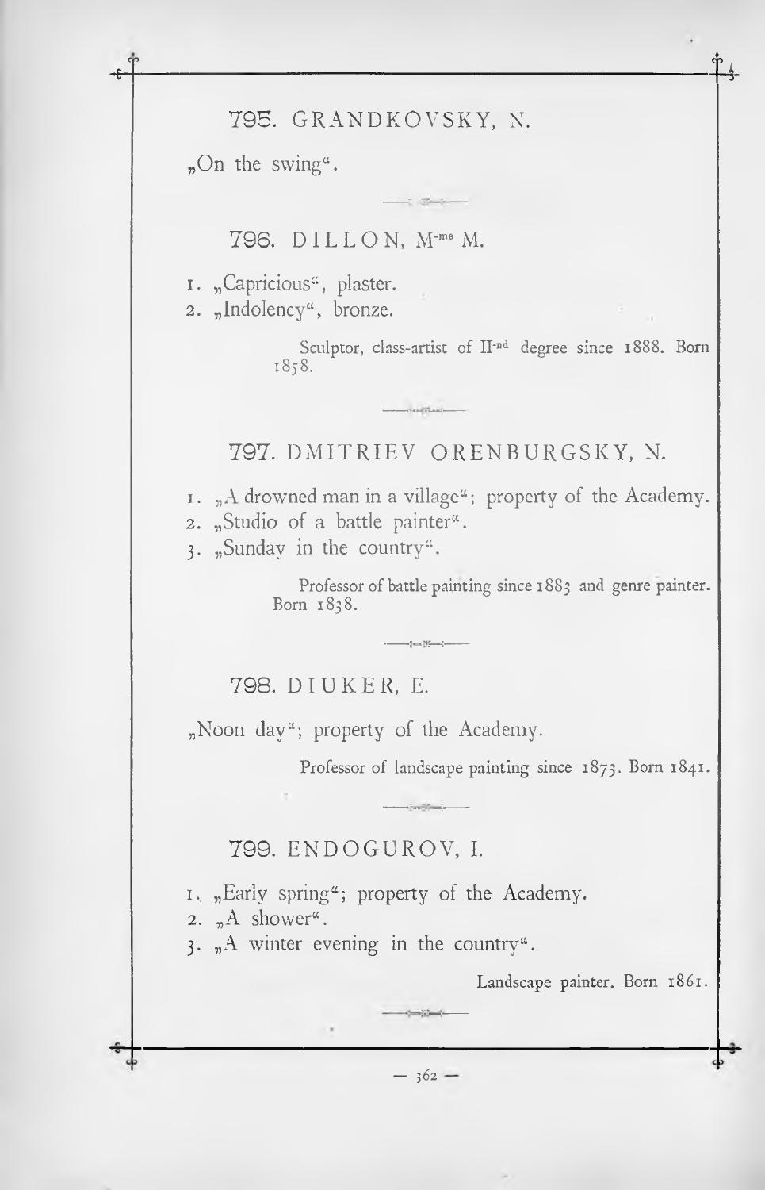### 795. GRANDKOVSKY, N.

„On the swing“.

### 796. DILLON, M-me M.

1. „Capricious“, plaster.
2. „Indolency“, bronze.

Sculptor, class-artist of II-nd degree since 1888. Born 1858.

### 797. DMITRIEV ORENBURGSKY, N.

1. „A drowned man in a village“; property of the Academy.
2. „Studio of a battle painter“.
3. „Sunday in the country“.

Professor of battle painting since 1883 and genre painter. Born 1838.

### 798. DIUKER, E.

„Noon day“; property of the Academy.

Professor of landscape painting since 1873. Born 1841.

### 799. ENDOGUROV, I.

1. „Early spring“; property of the Academy.
2. „A shower“.
3. „A winter evening in the country“.

Landscape painter. Born 1861.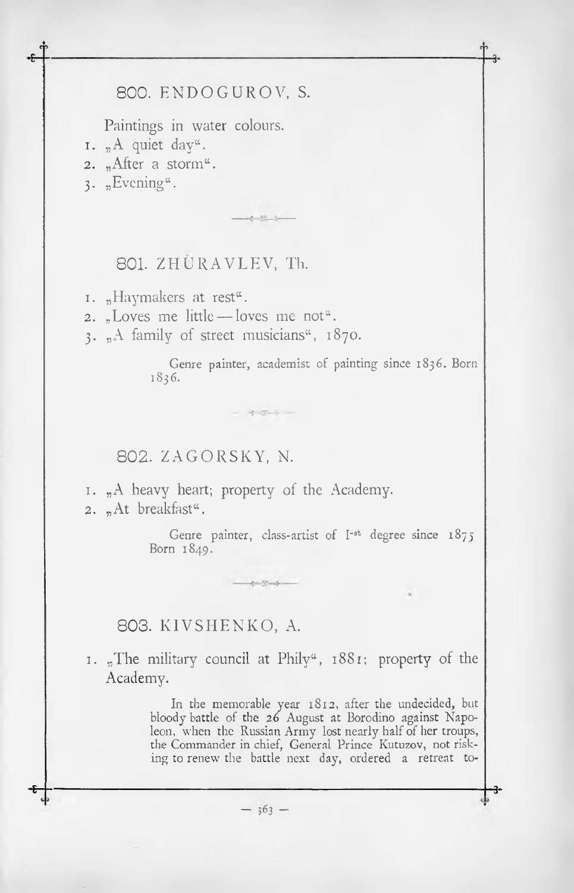## 800. ENDOGUROV, S.

Paintings in water colours.

1. „A quiet day".
2. „After a storm".
3. „Evening".

---

## 801. ZHÚRAVLEV, Th.

1. „Haymakers at rest".
2. „Loves me little — loves me not".
3. „A family of street musicians", 1870.

> Genre painter, academist of painting since 1836. Born 1836.

---

## 802. ZAGORSKY, N.

1. „A heavy heart; property of the Academy.
2. „At breakfast".

> Genre painter, class-artist of I-st degree since 1875 Born 1849.

---

## 803. KIVSHENKO, A.

1. „The military council at Phily", 1881; property of the Academy.

> In the memorable year 1812, after the undecided, but bloody battle of the 26 August at Borodino against Napoleon, when the Russian Army lost nearly half of her troups, the Commander in chief, General Prince Kutuzov, not risking to renew the battle next day, ordered a retreat to-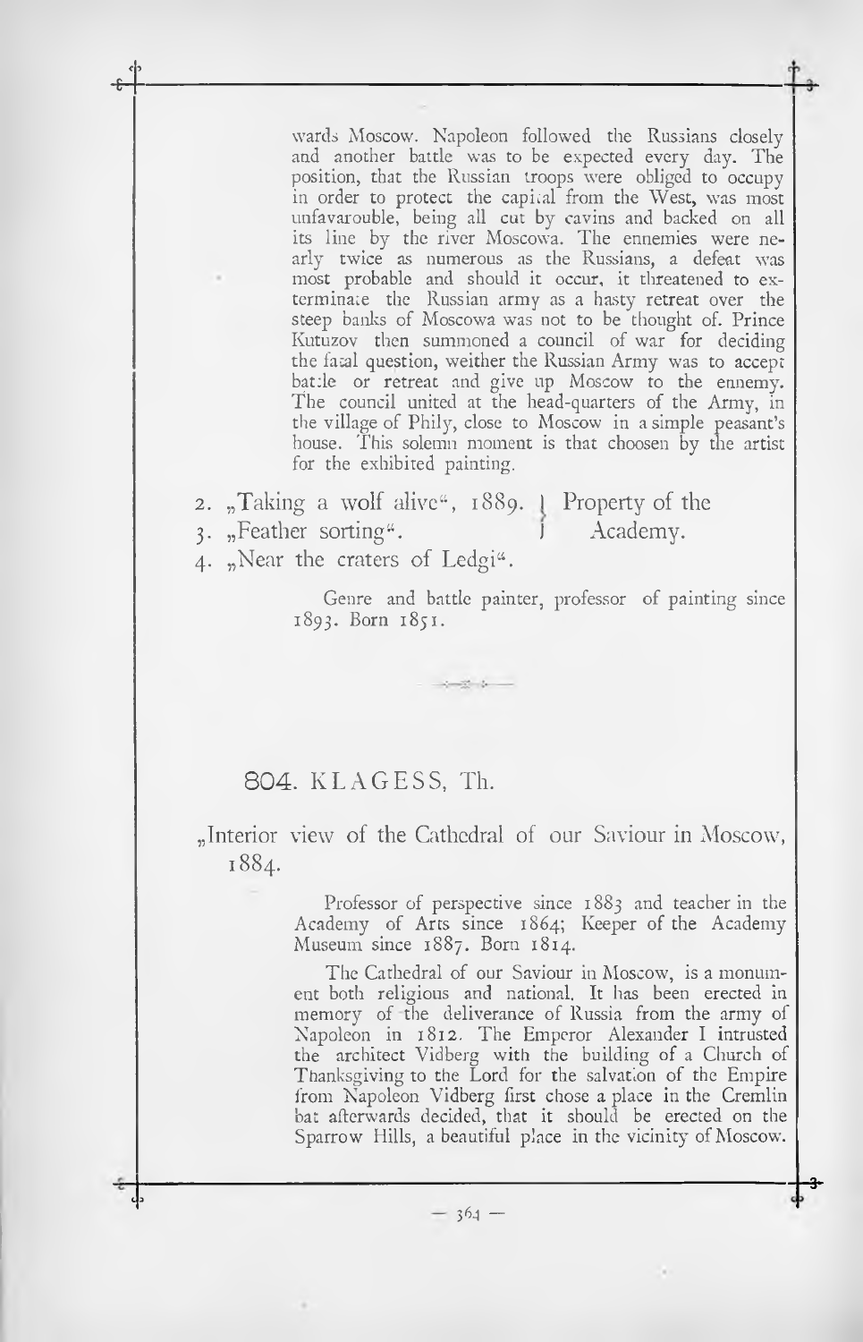wards Moscow. Napoleon followed the Russians closely and another battle was to be expected every day. The position, that the Russian troops were obliged to occupy in order to protect the capital from the West, was most unfavarouble, being all cut by cavins and backed on all its line by the river Moscowa. The ennemies were nearly twice as numerous as the Russians, a defeat was most probable and should it occur, it threatened to exterminate the Russian army as a hasty retreat over the steep banks of Moscowa was not to be thought of. Prince Kutuzov then summoned a council of war for deciding the fatal question, weither the Russian Army was to accept battle or retreat and give up Moscow to the ennemy. The council united at the head-quarters of the Army, in the village of Phily, close to Moscow in a simple peasant's house. This solemn moment is that choosen by the artist for the exhibited painting.

2. „Taking a wolf alive", 1889. } Property of the
3. „Feather sorting". } Academy.
4. „Near the craters of Ledgi".

Genre and battle painter, professor of painting since 1893. Born 1851.

## 804. KLAGESS, Th.

„Interior view of the Cathedral of our Saviour in Moscow, 1884.

Professor of perspective since 1883 and teacher in the Academy of Arts since 1864; Keeper of the Academy Museum since 1887. Born 1814.

The Cathedral of our Saviour in Moscow, is a monument both religious and national. It has been erected in memory of the deliverance of Russia from the army of Napoleon in 1812. The Emperor Alexander I intrusted the architect Vidberg with the building of a Church of Thanksgiving to the Lord for the salvation of the Empire from Napoleon Vidberg first chose a place in the Cremlin bat afterwards decided, that it should be erected on the Sparrow Hills, a beautiful place in the vicinity of Moscow.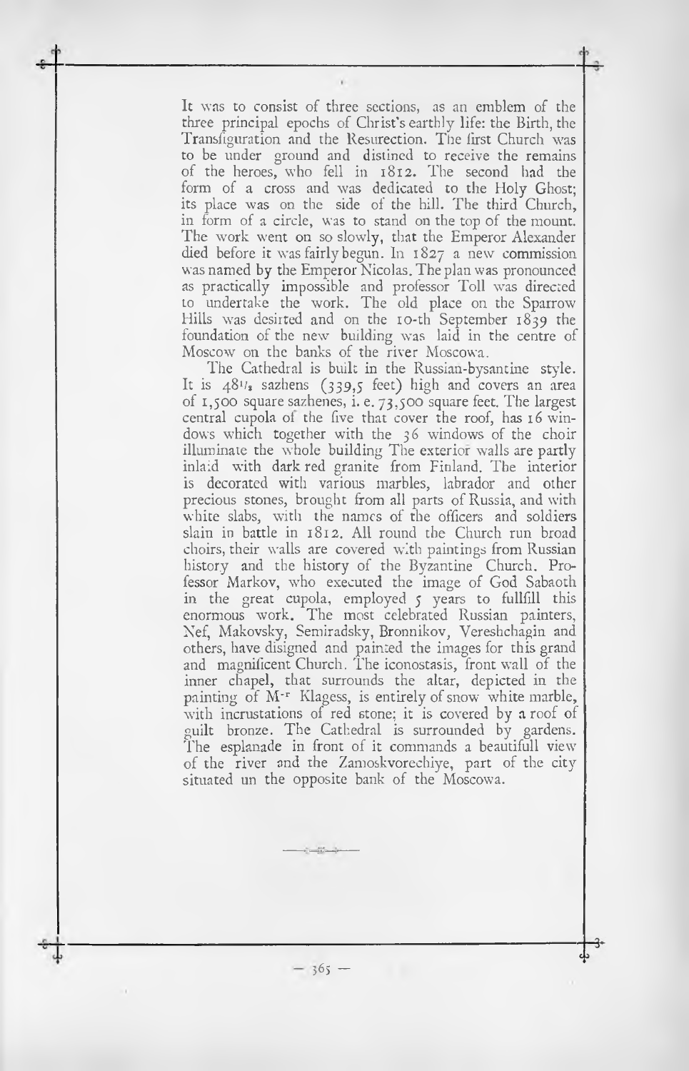It was to consist of three sections, as an emblem of the three principal epochs of Christ's earthly life: the Birth, the Transfiguration and the Resurrection. The first Church was to be under ground and distined to receive the remains of the heroes, who fell in 1812. The second had the form of a cross and was dedicated to the Holy Ghost; its place was on the side of the hill. The third Church, in form of a circle, was to stand on the top of the mount. The work went on so slowly, that the Emperor Alexander died before it was fairly begun. In 1827 a new commission was named by the Emperor Nicolas. The plan was pronounced as practically impossible and professor Toll was directed to undertake the work. The old place on the Sparrow Hills was desirted and on the 10-th September 1839 the foundation of the new building was laid in the centre of Moscow on the banks of the river Moscowa.

The Cathedral is built in the Russian-bysantine style. It is 48½ sazhens (339,5 feet) high and covers an area of 1,500 square sazhenes, i. e. 73,500 square feet. The largest central cupola of the five that cover the roof, has 16 windows which together with the 36 windows of the choir illuminate the whole building The exterior walls are partly inlaid with dark red granite from Finland. The interior is decorated with various marbles, labrador and other precious stones, brought from all parts of Russia, and with white slabs, with the names of the officers and soldiers slain in battle in 1812. All round the Church run broad choirs, their walls are covered with paintings from Russian history and the history of the Byzantine Church. Professor Markov, who executed the image of God Sabaoth in the great cupola, employed 5 years to fullfill this enormous work. The most celebrated Russian painters, Nef, Makovsky, Semiradsky, Bronnikov, Vereshchagin and others, have disigned and painted the images for this grand and magnificent Church. The iconostasis, front wall of the inner chapel, that surrounds the altar, depicted in the painting of M-r Klagess, is entirely of snow white marble, with incrustations of red stone; it is covered by a roof of guilt bronze. The Cathedral is surrounded by gardens. The esplanade in front of it commands a beautifull view of the river and the Zamoskvorechiye, part of the city situated un the opposite bank of the Moscowa.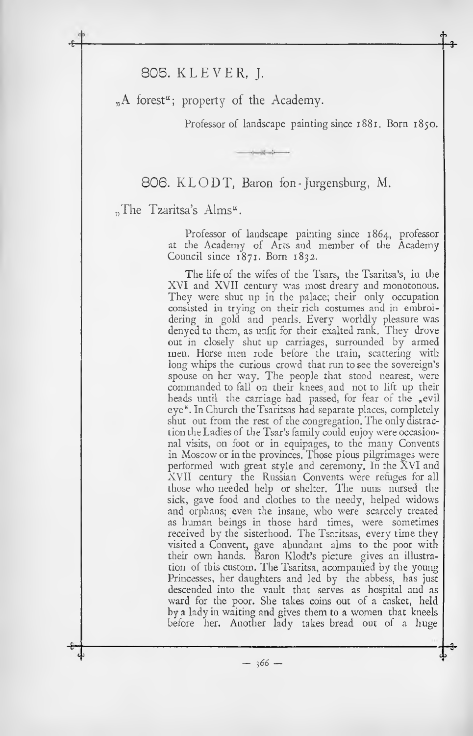## 805. KLEVER, J.

„A forest"; property of the Academy.

Professor of landscape painting since 1881. Born 1850.

---

## 806. KLODT, Baron fon-Jurgensburg, M.

„The Tzaritsa's Alms".

Professor of landscape painting since 1864, professor at the Academy of Arts and member of the Academy Council since 1871. Born 1832.

The life of the wifes of the Tsars, the Tsaritsa's, in the XVI and XVII century was most dreary and monotonous. They were shut up in the palace; their only occupation consisted in trying on their rich costumes and in embroidering in gold and pearls. Every worldly pleasure was denyed to them, as unfit for their exalted rank. They drove out in closely shut up carriages, surrounded by armed men. Horse men rode before the train, scattering with long whips the curious crowd that run to see the sovereign's spouse on her way. The people that stood nearest, were commanded to fall on their knees and not to lift up their heads until the carriage had passed, for fear of the „evil eye". In Church the Tsaritsas had separate places, completely shut out from the rest of the congregation. The only distraction the Ladies of the Tsar's family could enjoy were occasionnal visits, on foot or in equipages, to the many Convents in Moscow or in the provinces. Those pious pilgrimages were performed with great style and ceremony. In the XVI and XVII century the Russian Convents were refuges for all those who needed help or shelter. The nuns nursed the sick, gave food and clothes to the needy, helped widows and orphans; even the insane, who were scarcely treated as human beings in those hard times, were sometimes received by the sisterhood. The Tsaritsas, every time they visited a Convent, gave abundant alms to the poor with their own hands. Baron Klodt's picture gives an illustration of this custom. The Tsaritsa, acompanied by the young Princesses, her daughters and led by the abbess, has just descended into the vault that serves as hospital and as ward for the poor. She takes coins out of a casket, held by a lady in waiting and gives them to a women that kneels before her. Another lady takes bread out of a huge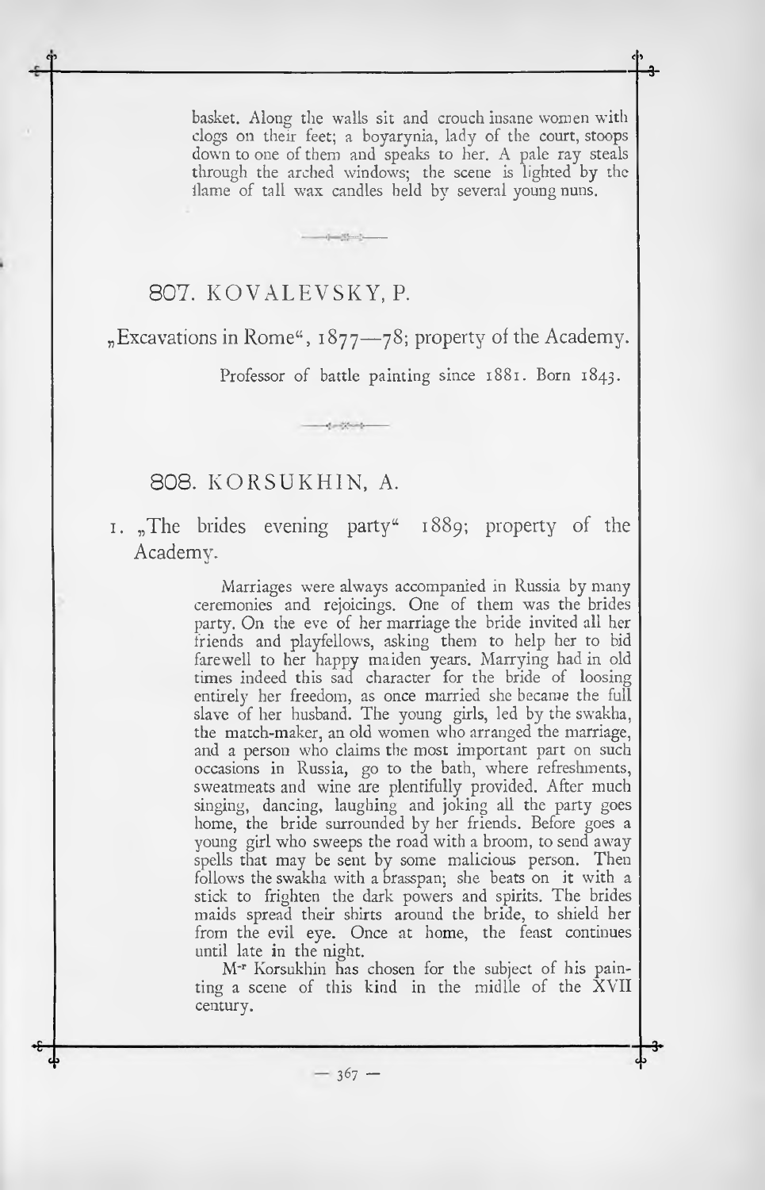basket. Along the walls sit and crouch insane women with clogs on their feet; a boyarynia, lady of the court, stoops down to one of them and speaks to her. A pale ray steals through the arched windows; the scene is lighted by the flame of tall wax candles held by several young nuns.

## 807. KOVALEVSKY, P.

„Excavations in Rome“, 1877—78; property of the Academy.

Professor of battle painting since 1881. Born 1843.

## 808. KORSUKHIN, A.

1. „The brides evening party“ 1889; property of the Academy.

Marriages were always accompanied in Russia by many ceremonies and rejoicings. One of them was the brides party. On the eve of her marriage the bride invited all her friends and playfellows, asking them to help her to bid farewell to her happy maiden years. Marrying had in old times indeed this sad character for the bride of loosing entirely her freedom, as once married she became the full slave of her husband. The young girls, led by the swakha, the match-maker, an old women who arranged the marriage, and a person who claims the most important part on such occasions in Russia, go to the bath, where refreshments, sweatmeats and wine are plentifully provided. After much singing, dancing, laughing and joking all the party goes home, the bride surrounded by her friends. Before goes a young girl who sweeps the road with a broom, to send away spells that may be sent by some malicious person. Then follows the swakha with a brasspan; she beats on it with a stick to frighten the dark powers and spirits. The brides maids spread their shirts around the bride, to shield her from the evil eye. Once at home, the feast continues until late in the night.

M-r Korsukhin has chosen for the subject of his painting a scene of this kind in the midlle of the XVII century.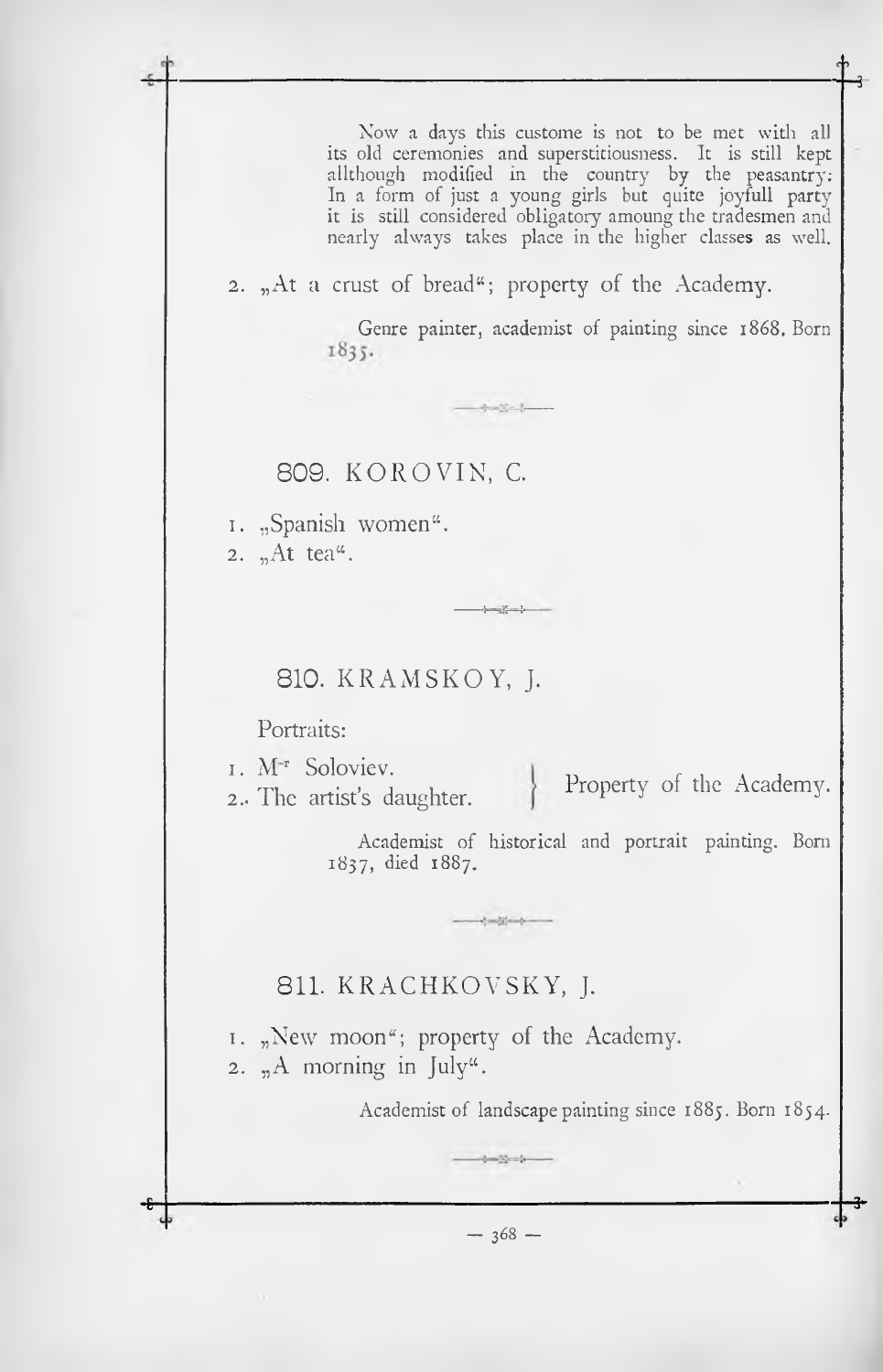Now a days this custome is not to be met with all its old ceremonies and superstitiousness. It is still kept allthough modified in the country by the peasantry: In a form of just a young girls but quite joyfull party it is still considered obligatory amoung the tradesmen and nearly always takes place in the higher classes as well.

2. „At a crust of bread"; property of the Academy.

Genre painter, academist of painting since 1868. Born 1835.

## 809. KOROVIN, C.

1. „Spanish women".
2. „At tea".

## 810. KRAMSKOY, J.

Portraits:

1. M-r Soloviev.
2. The artist's daughter.

} Property of the Academy.

Academist of historical and portrait painting. Born 1837, died 1887.

## 811. KRACHKOVSKY, J.

1. „New moon"; property of the Academy.
2. „A morning in July".

Academist of landscape painting since 1885. Born 1854.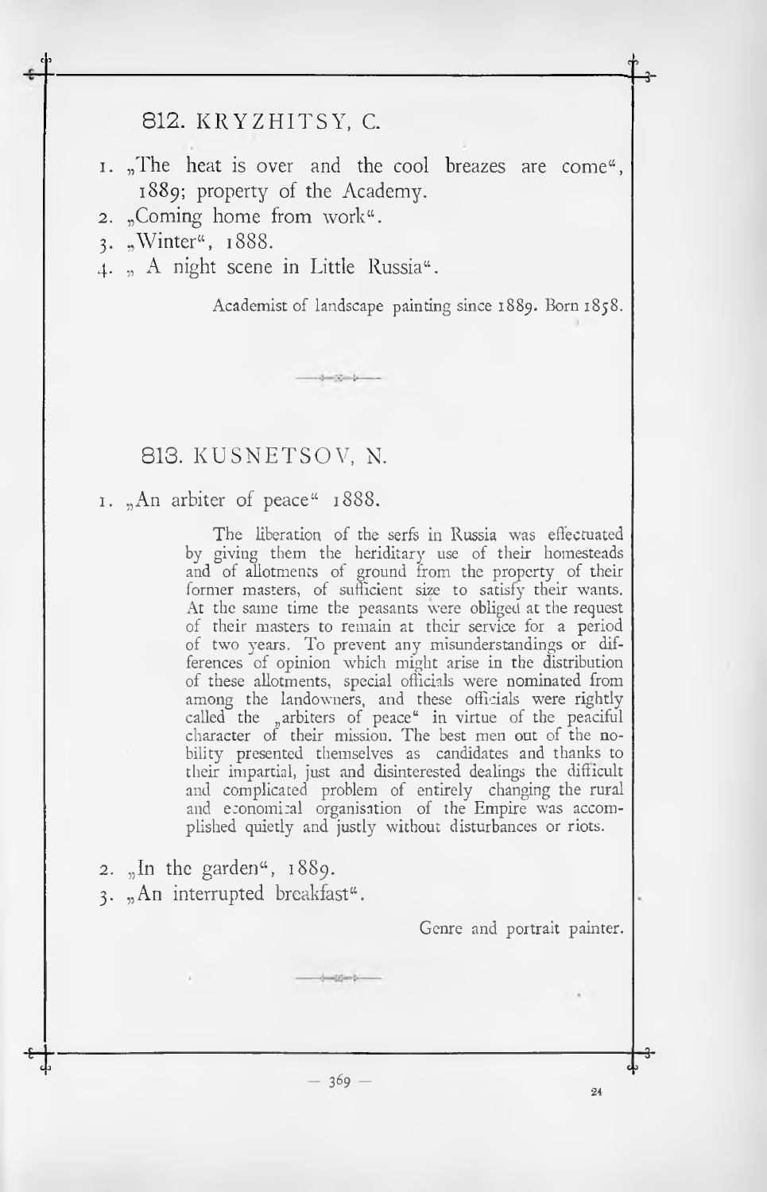## 812. KRYZHITSY, C.

1. „The heat is over and the cool breazes are come", 1889; property of the Academy.
2. „Coming home from work".
3. „Winter", 1888.
4. „ A night scene in Little Russia".

Academist of landscape painting since 1889. Born 1858.

## 813. KUSNETSOV, N.

1. „An arbiter of peace" 1888.

> The liberation of the serfs in Russia was effectuated by giving them the heriditary use of their homesteads and of allotments of ground from the property of their former masters, of sufficient size to satisfy their wants. At the same time the peasants were obliged at the request of their masters to remain at their service for a period of two years. To prevent any misunderstandings or differences of opinion which might arise in the distribution of these allotments, special officials were nominated from among the landowners, and these officials were rightly called the „arbiters of peace" in virtue of the peaciful character of their mission. The best men out of the nobility presented themselves as candidates and thanks to their impartial, just and disinterested dealings the difficult and complicated problem of entirely changing the rural and economical organisation of the Empire was accomplished quietly and justly without disturbances or riots.

2. „In the garden", 1889.
3. „An interrupted breakfast".

Genre and portrait painter.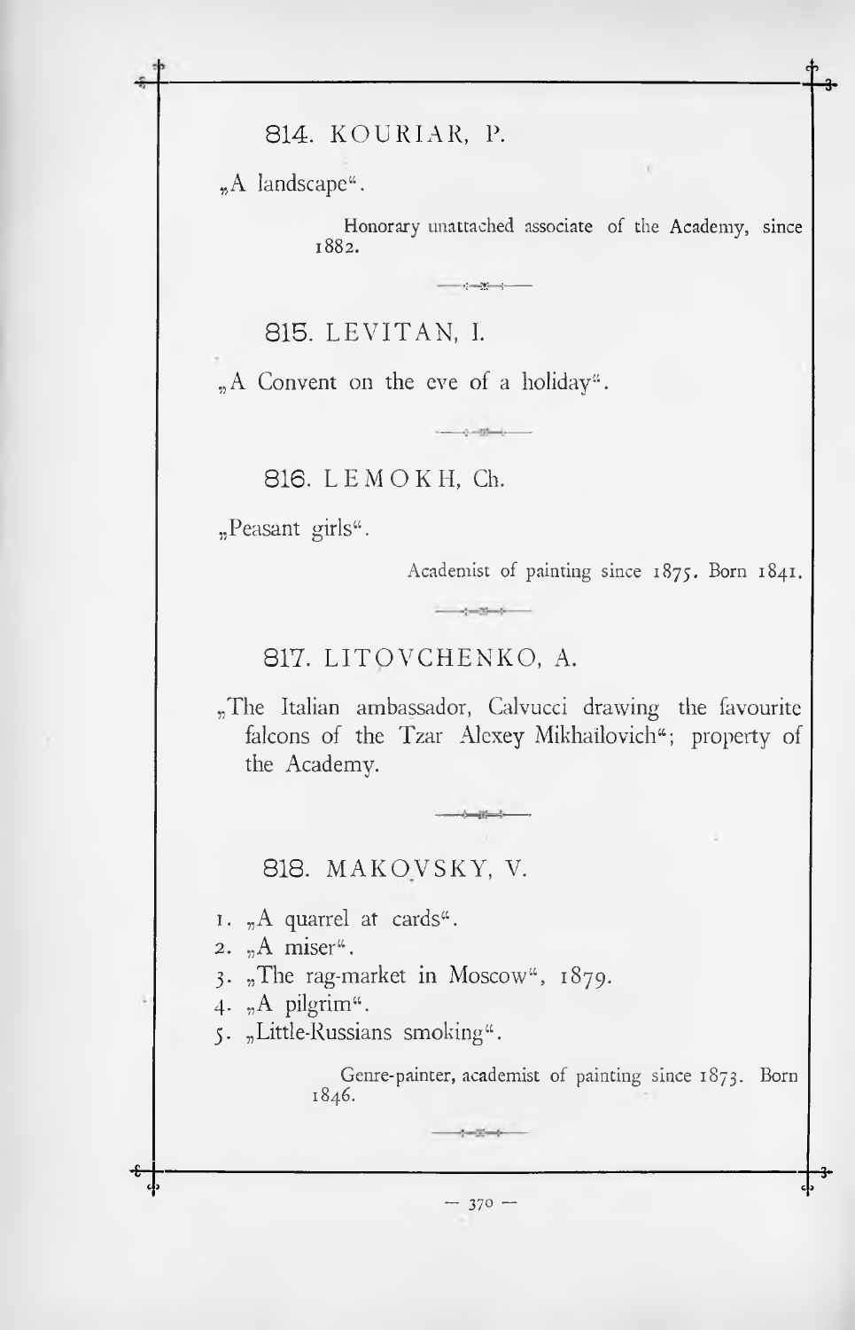## 814. KOURIAR, P.

„A landscape“.

Honorary unattached associate of the Academy, since 1882.

## 815. LEVITAN, I.

„A Convent on the eve of a holiday“.

## 816. LEMOKH, Ch.

„Peasant girls“.

Academist of painting since 1875. Born 1841.

## 817. LITOVCHENKO, A.

„The Italian ambassador, Calvucci drawing the favourite falcons of the Tzar Alexey Mikhailovich“; property of the Academy.

## 818. MAKOVSKY, V.

1. „A quarrel at cards“.
2. „A miser“.
3. „The rag-market in Moscow“, 1879.
4. „A pilgrim“.
5. „Little-Russians smoking“.

Genre-painter, academist of painting since 1873. Born 1846.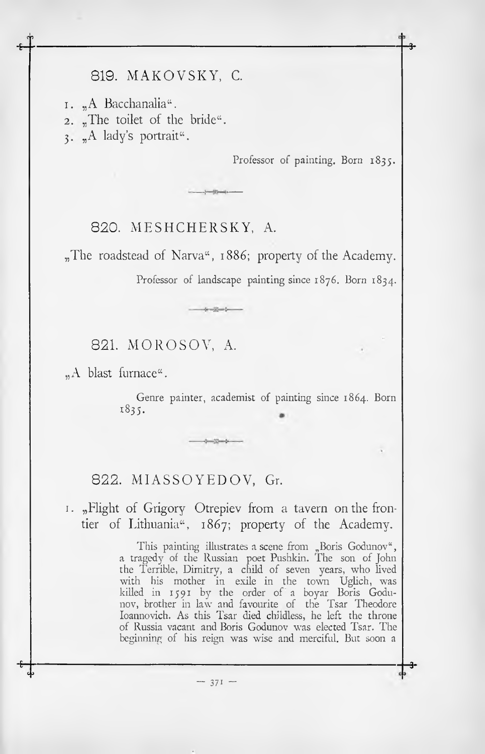## 819. MAKOVSKY, C.

1. „A Bacchanalia".
2. „The toilet of the bride".
3. „A lady's portrait".

Professor of painting. Born 1835.

## 820. MESHCHERSKY, A.

„The roadstead of Narva", 1886; property of the Academy.

Professor of landscape painting since 1876. Born 1834.

## 821. MOROSOV, A.

„A blast furnace".

Genre painter, academist of painting since 1864. Born 1835.

## 822. MIASSOYEDOV, Gr.

1. „Flight of Grigory Otrepiev from a tavern on the frontier of Lithuania", 1867; property of the Academy.

This painting illustrates a scene from „Boris Godunov", a tragedy of the Russian poet Pushkin. The son of John the Terrible, Dimitry, a child of seven years, who lived with his mother in exile in the town Uglich, was killed in 1591 by the order of a boyar Boris Godunov, brother in law and favourite of the Tsar Theodore Ioannovich. As this Tsar died childless, he left the throne of Russia vacant and Boris Godunov was elected Tsar. The beginning of his reign was wise and merciful. But soon a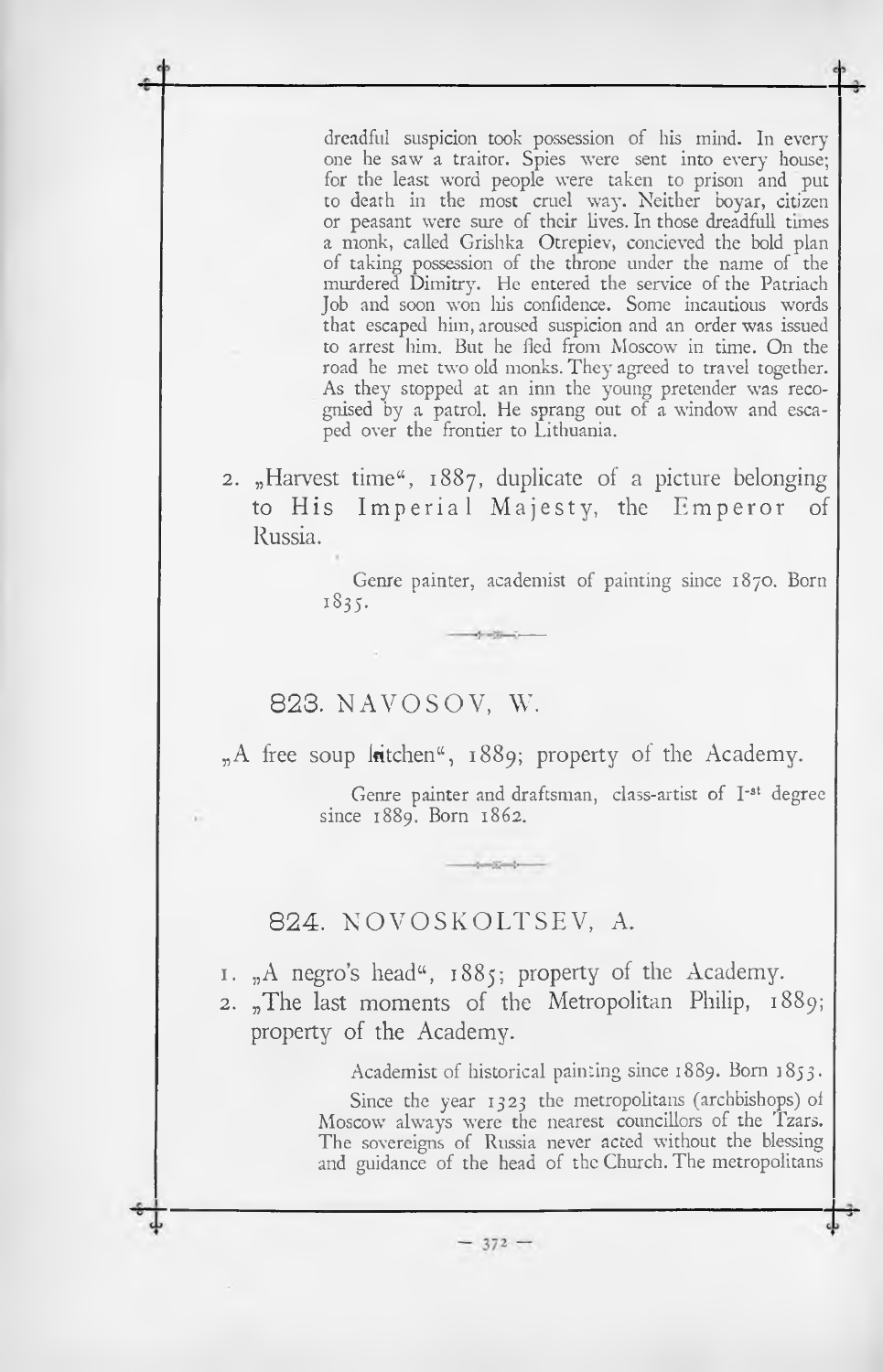dreadful suspicion took possession of his mind. In every one he saw a traitor. Spies were sent into every house; for the least word people were taken to prison and put to death in the most cruel way. Neither boyar, citizen or peasant were sure of their lives. In those dreadfull times a monk, called Grishka Otrepiev, concieved the bold plan of taking possession of the throne under the name of the murdered Dimitry. He entered the service of the Patriach Job and soon won his confidence. Some incautious words that escaped him, aroused suspicion and an order was issued to arrest him. But he fled from Moscow in time. On the road he met two old monks. They agreed to travel together. As they stopped at an inn the young pretender was recognised by a patrol. He sprang out of a window and escaped over the frontier to Lithuania.

2. „Harvest time", 1887, duplicate of a picture belonging to His Imperial Majesty, the Emperor of Russia.

Genre painter, academist of painting since 1870. Born 1835.

## 823. NAVOSOV, W.

„A free soup kitchen", 1889; property of the Academy.

Genre painter and draftsman, class-artist of I-st degree since 1889. Born 1862.

## 824. NOVOSKOLTSEV, A.

1. „A negro's head", 1885; property of the Academy.
2. „The last moments of the Metropolitan Philip, 1889; property of the Academy.

Academist of historical painting since 1889. Born 1853.

Since the year 1323 the metropolitans (archbishops) of Moscow always were the nearest councillors of the Tzars. The sovereigns of Russia never acted without the blessing and guidance of the head of the Church. The metropolitans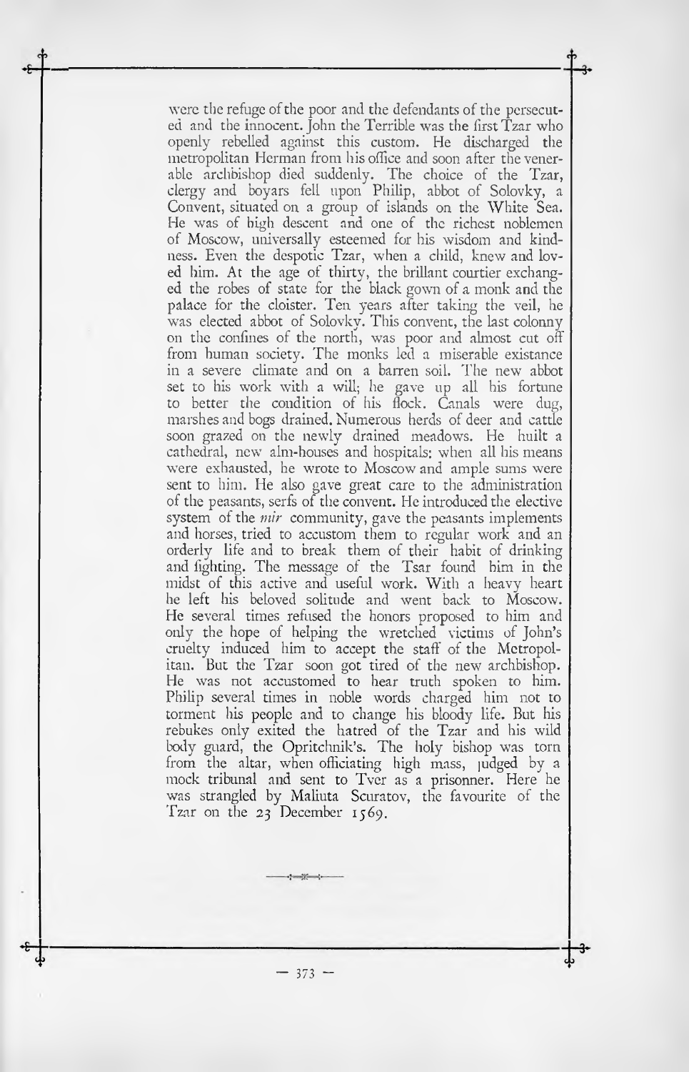were the refuge of the poor and the defendants of the persecuted and the innocent. John the Terrible was the first Tzar who openly rebelled against this custom. He discharged the metropolitan Herman from his office and soon after the venerable archbishop died suddenly. The choice of the Tzar, clergy and boyars fell upon Philip, abbot of Solovky, a Convent, situated on a group of islands on the White Sea. He was of high descent and one of the richest noblemen of Moscow, universally esteemed for his wisdom and kindness. Even the despotic Tzar, when a child, knew and loved him. At the age of thirty, the brillant courtier exchanged the robes of state for the black gown of a monk and the palace for the cloister. Ten years after taking the veil, he was elected abbot of Solovky. This convent, the last colonny on the confines of the north, was poor and almost cut off from human society. The monks led a miserable existance in a severe climate and on a barren soil. The new abbot set to his work with a will; he gave up all his fortune to better the condition of his flock. Canals were dug, marshes and bogs drained. Numerous herds of deer and cattle soon grazed on the newly drained meadows. He built a cathedral, new alm-houses and hospitals; when all his means were exhausted, he wrote to Moscow and ample sums were sent to him. He also gave great care to the administration of the peasants, serfs of the convent. He introduced the elective system of the *mir* community, gave the peasants implements and horses, tried to accustom them to regular work and an orderly life and to break them of their habit of drinking and fighting. The message of the Tsar found him in the midst of this active and useful work. With a heavy heart he left his beloved solitude and went back to Moscow. He several times refused the honors proposed to him and only the hope of helping the wretched victims of John's cruelty induced him to accept the staff of the Metropolitan. But the Tzar soon got tired of the new archbishop. He was not accustomed to hear truth spoken to him. Philip several times in noble words charged him not to torment his people and to change his bloody life. But his rebukes only exited the hatred of the Tzar and his wild body guard, the Opritchnik's. The holy bishop was torn from the altar, when officiating high mass, judged by a mock tribunal and sent to Tver as a prisonner. Here he was strangled by Maliuta Scuratov, the favourite of the Tzar on the 23 December 1569.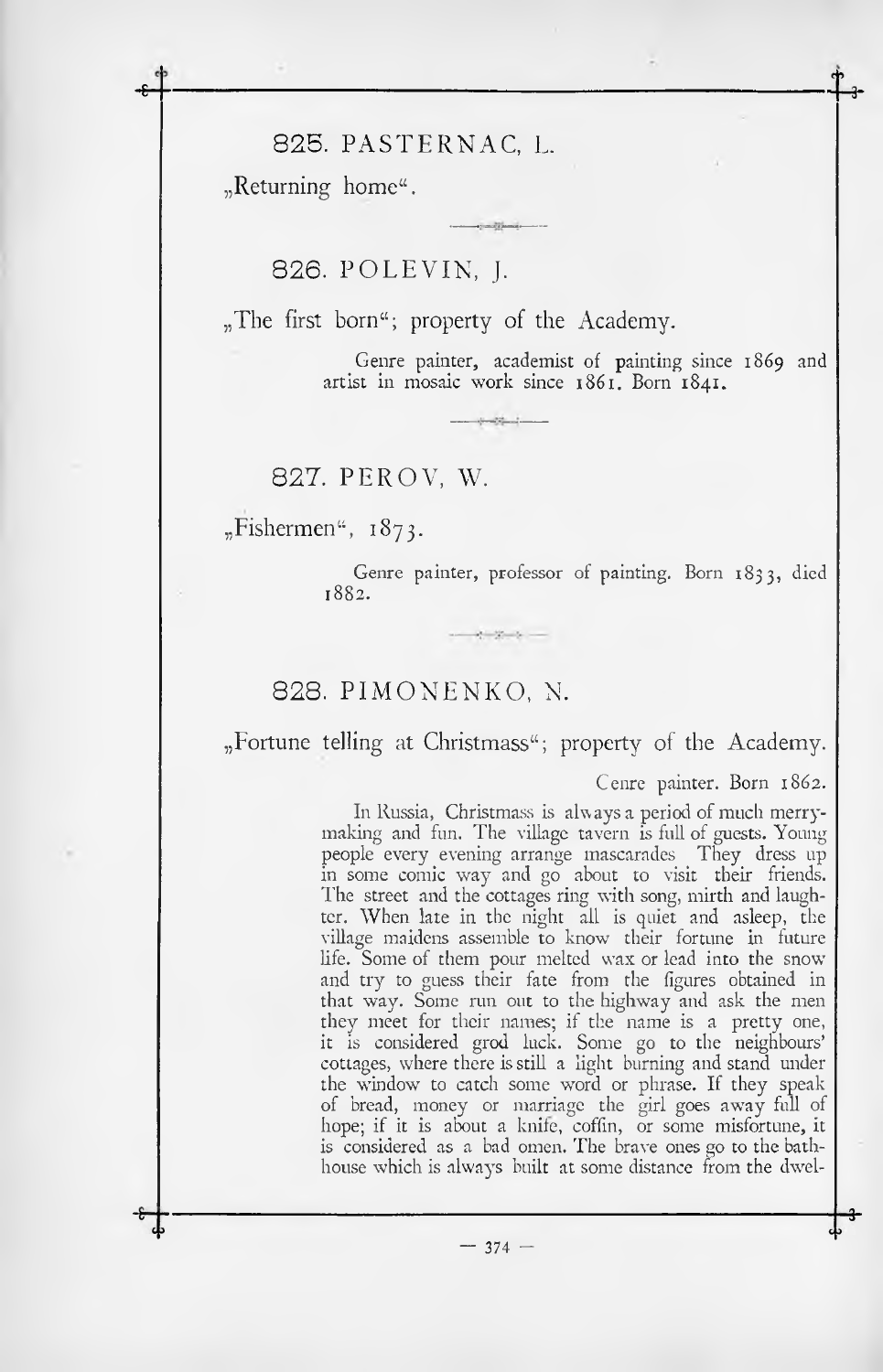## 825. PASTERNAC, L.

„Returning home".

## 826. POLEVIN, J.

„The first born"; property of the Academy.

Genre painter, academist of painting since 1869 and artist in mosaic work since 1861. Born 1841.

## 827. PEROV, W.

„Fishermen", 1873.

Genre painter, professor of painting. Born 1833, died 1882.

## 828. PIMONENKO, N.

„Fortune telling at Christmass"; property of the Academy.

Cenre painter. Born 1862.

In Russia, Christmass is always a period of much merry-making and fun. The village tavern is full of guests. Young people every evening arrange mascarades They dress up in some comic way and go about to visit their friends. The street and the cottages ring with song, mirth and laughter. When late in the night all is quiet and asleep, the village maidens assemble to know their fortune in future life. Some of them pour melted wax or lead into the snow and try to guess their fate from the figures obtained in that way. Some run out to the highway and ask the men they meet for their names; if the name is a pretty one, it is considered grod luck. Some go to the neighbours' cottages, where there is still a light burning and stand under the window to catch some word or phrase. If they speak of bread, money or marriage the girl goes away full of hope; if it is about a knife, coffin, or some misfortune, it is considered as a bad omen. The brave ones go to the bath-house which is always built at some distance from the dwel-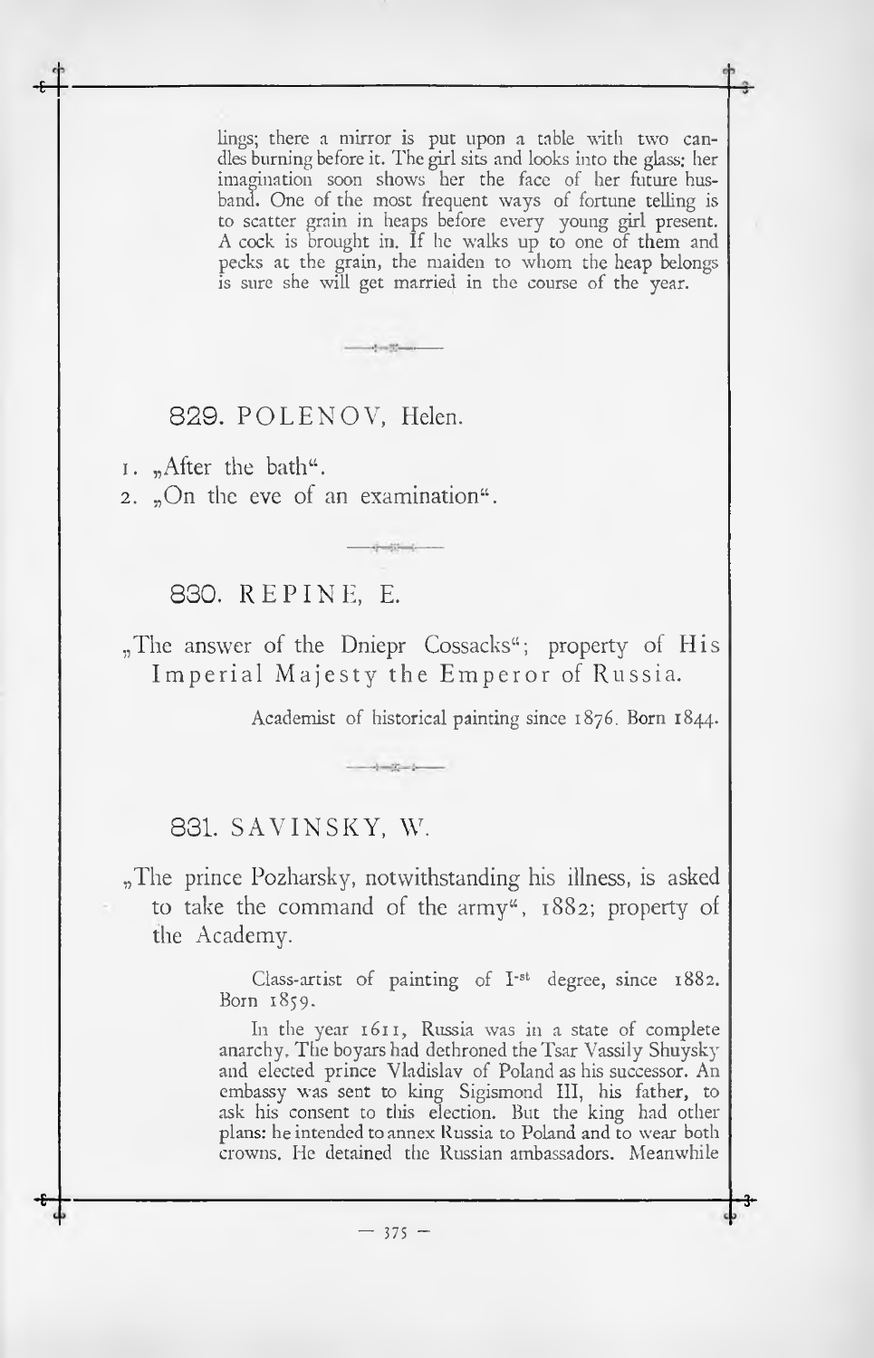lings; there a mirror is put upon a table with two candles burning before it. The girl sits and looks into the glass; her imagination soon shows her the face of her future husband. One of the most frequent ways of fortune telling is to scatter grain in heaps before every young girl present. A cock is brought in. If he walks up to one of them and pecks at the grain, the maiden to whom the heap belongs is sure she will get married in the course of the year.

### 829. POLENOV, Helen.

1. „After the bath“.
2. „On the eve of an examination“.

### 830. REPINE, E.

„The answer of the Dniepr Cossacks“; property of His Imperial Majesty the Emperor of Russia.

Academist of historical painting since 1876. Born 1844.

### 831. SAVINSKY, W.

„The prince Pozharsky, notwithstanding his illness, is asked to take the command of the army“, 1882; property of the Academy.

Class-artist of painting of I-st degree, since 1882. Born 1859.

In the year 1611, Russia was in a state of complete anarchy. The boyars had dethroned the Tsar Vassily Shuysky and elected prince Vladislav of Poland as his successor. An embassy was sent to king Sigismond III, his father, to ask his consent to this election. But the king had other plans: he intended to annex Russia to Poland and to wear both crowns. He detained the Russian ambassadors. Meanwhile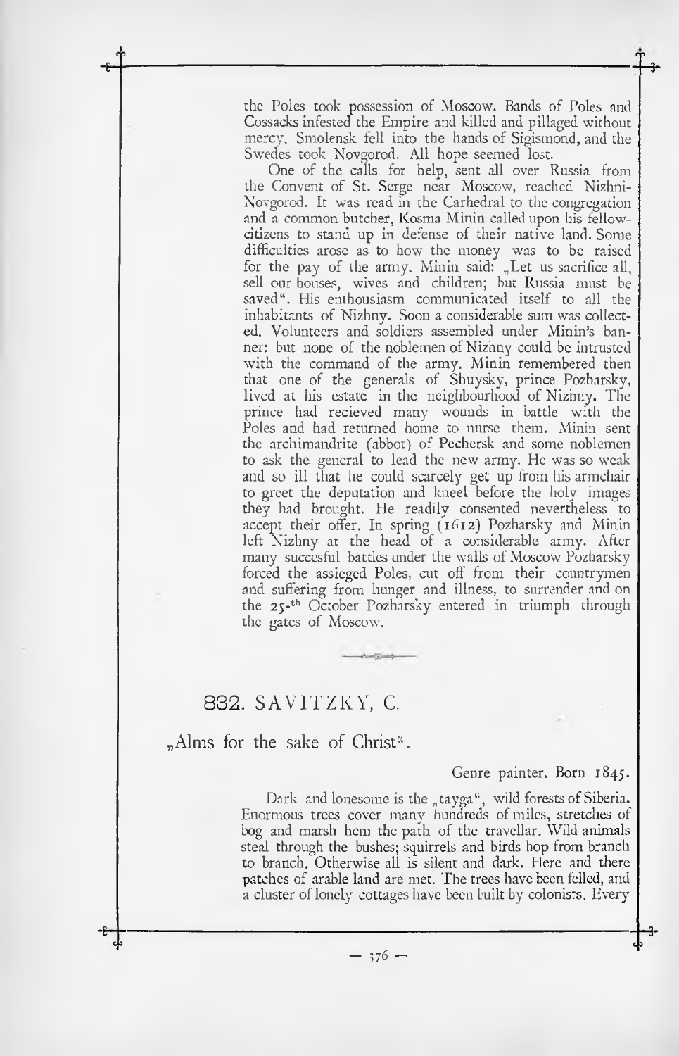the Poles took possession of Moscow. Bands of Poles and Cossacks infested the Empire and killed and pillaged without mercy. Smolensk fell into the hands of Sigismond, and the Swedes took Novgorod. All hope seemed lost.

One of the calls for help, sent all over Russia from the Convent of St. Serge near Moscow, reached Nizhni-Novgorod. It was read in the Carhedral to the congregation and a common butcher, Kosma Minin called upon his fellow-citizens to stand up in defense of their native land. Some difficulties arose as to how the money was to be raised for the pay of the army. Minin said: „Let us sacrifice all, sell our houses, wives and children; but Russia must be saved". His enthousiasm communicated itself to all the inhabitants of Nizhny. Soon a considerable sum was collected. Volunteers and soldiers assembled under Minin's banner: but none of the noblemen of Nizhny could be intrusted with the command of the army. Minin remembered then that one of the generals of Shuysky, prince Pozharsky, lived at his estate in the neighbourhood of Nizhny. The prince had recieved many wounds in battle with the Poles and had returned home to nurse them. Minin sent the archimandrite (abbot) of Pechersk and some noblemen to ask the general to lead the new army. He was so weak and so ill that he could scarcely get up from his armchair to greet the deputation and kneel before the holy images they had brought. He readily consented nevertheless to accept their offer. In spring (1612) Pozharsky and Minin left Nizhny at the head of a considerable army. After many succesful battles under the walls of Moscow Pozharsky forced the assieged Poles, cut off from their countrymen and suffering from hunger and illness, to surrender and on the 25-th October Pozharsky entered in triumph through the gates of Moscow.

## 832. SAVITZKY, C.

„Alms for the sake of Christ".

Genre painter. Born 1845.

Dark and lonesome is the „tayga", wild forests of Siberia. Enormous trees cover many hundreds of miles, stretches of bog and marsh hem the path of the travellar. Wild animals steal through the bushes; squirrels and birds hop from branch to branch. Otherwise all is silent and dark. Here and there patches of arable land are met. The trees have been felled, and a cluster of lonely cottages have been built by colonists. Every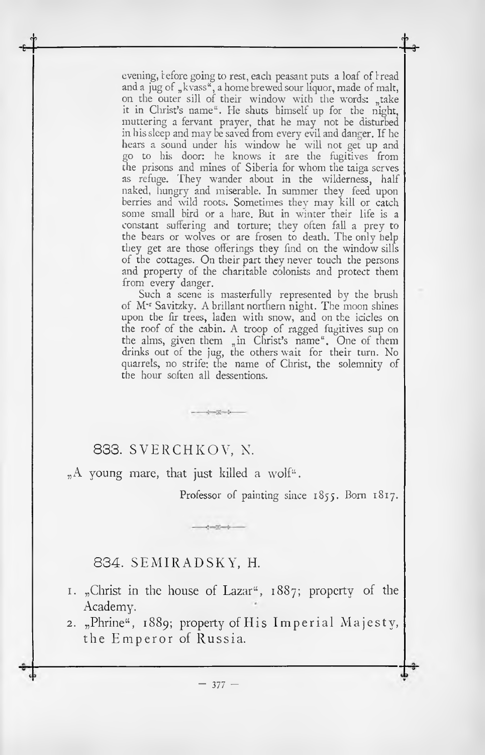evening, before going to rest, each peasant puts a loaf of bread and a jug of „kvass", a home brewed sour liquor, made of malt, on the outer sill of their window with the words: „take it in Christ's name". He shuts himself up for the night, muttering a fervant prayer, that he may not be disturbed in his sleep and may be saved from every evil and danger. If he hears a sound under his window he will not get up and go to his door: he knows it are the fugitives from the prisons and mines of Siberia for whom the taiga serves as refuge. They wander about in the wilderness, half naked, hungry and miserable. In summer they feed upon berries and wild roots. Sometimes they may kill or catch some small bird or a hare. But in winter their life is a constant suffering and torture; they often fall a prey to the bears or wolves or are frosen to death. The only help they get are those offerings they find on the window sills of the cottages. On their part they never touch the persons and property of the charitable colonists and protect them from every danger.

Such a scene is masterfully represented by the brush of M-r Savitzky. A brillant northern night. The moon shines upon the fir trees, laden with snow, and on the icicles on the roof of the cabin. A troop of ragged fugitives sup on the alms, given them „in Christ's name". One of them drinks out of the jug, the others wait for their turn. No quarrels, no strife: the name of Christ, the solemnity of the hour soften all dessentions.

## 833. SVERCHKOV, N.

„A young mare, that just killed a wolf".

Professor of painting since 1855. Born 1817.

## 834. SEMIRADSKY, H.

1. „Christ in the house of Lazar", 1887; property of the Academy.
2. „Phrine", 1889; property of His Imperial Majesty, the Emperor of Russia.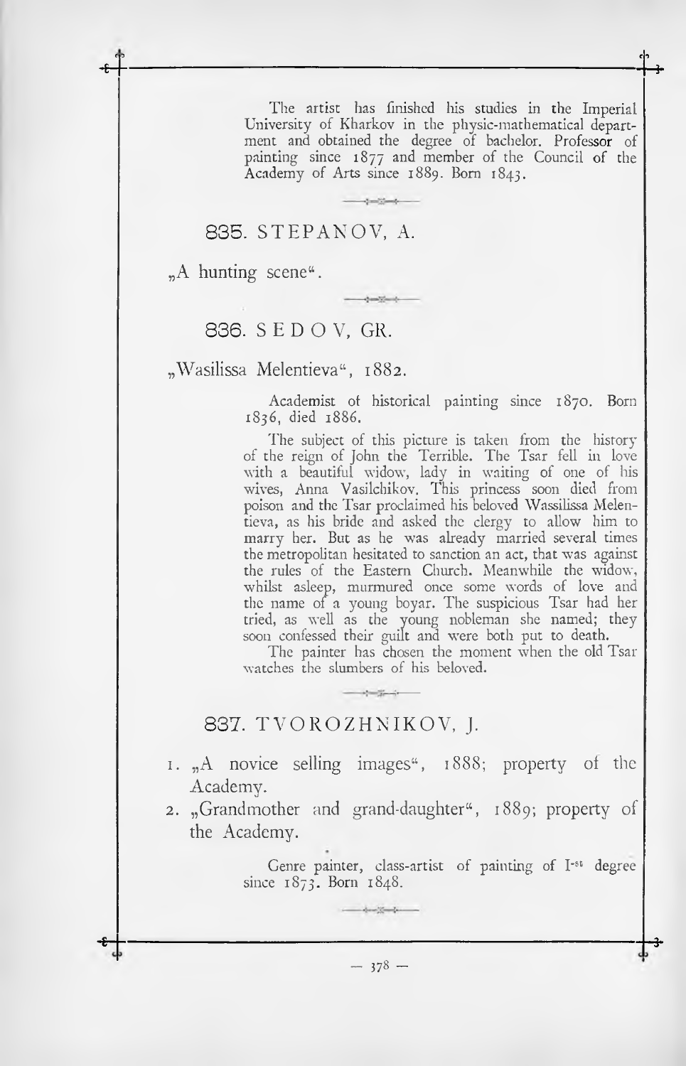The artist has finished his studies in the Imperial University of Kharkov in the physic-mathematical department and obtained the degree of bachelor. Professor of painting since 1877 and member of the Council of the Academy of Arts since 1889. Born 1843.

## 835. STEPANOV, A.

„A hunting scene“.

## 836. SEDOV, GR.

„Wasilissa Melentieva“, 1882.

Academist of historical painting since 1870. Born 1836, died 1886.

The subject of this picture is taken from the history of the reign of John the Terrible. The Tsar fell in love with a beautiful widow, lady in waiting of one of his wives, Anna Vasilchikov. This princess soon died from poison and the Tsar proclaimed his beloved Wassilissa Melentieva, as his bride and asked the clergy to allow him to marry her. But as he was already married several times the metropolitan hesitated to sanction an act, that was against the rules of the Eastern Church. Meanwhile the widow, whilst asleep, murmured once some words of love and the name of a young boyar. The suspicious Tsar had her tried, as well as the young nobleman she named; they soon confessed their guilt and were both put to death.

The painter has chosen the moment when the old Tsar watches the slumbers of his beloved.

## 837. TVOROZHNIKOV, J.

1. „A novice selling images“, 1888; property of the Academy.
2. „Grandmother and grand-daughter“, 1889; property of the Academy.

Genre painter, class-artist of painting of I-st degree since 1873. Born 1848.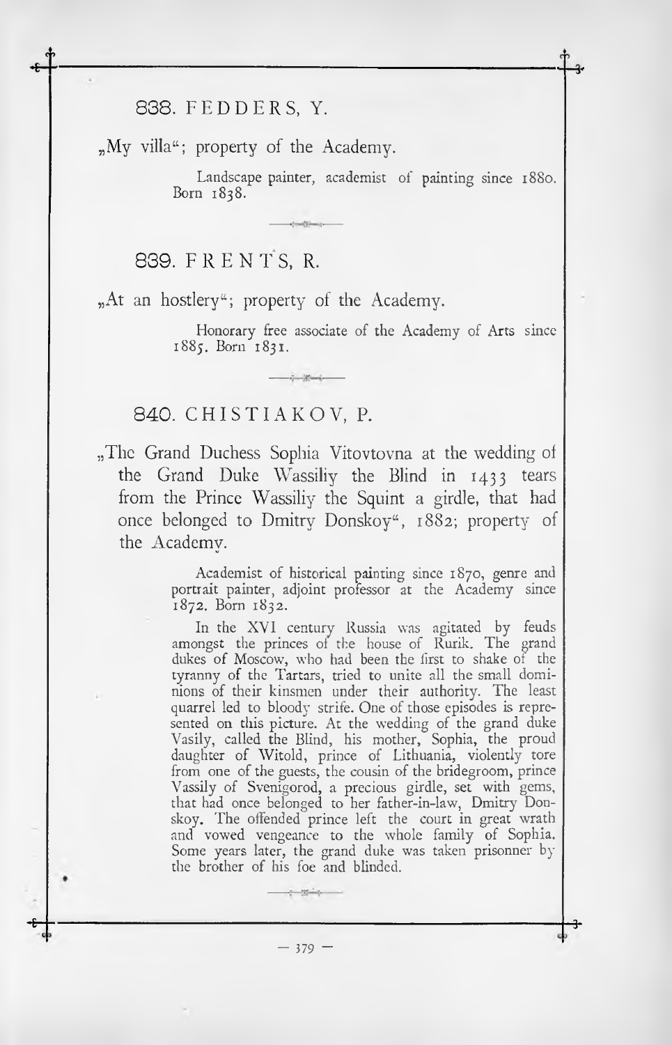## 838. FEDDERS, Y.

„My villa"; property of the Academy.

> Landscape painter, academist of painting since 1880. Born 1838.

## 839. FRENTS, R.

„At an hostlery"; property of the Academy.

> Honorary free associate of the Academy of Arts since 1885. Born 1831.

## 840. CHISTIAKOV, P.

„The Grand Duchess Sophia Vitovtovna at the wedding of the Grand Duke Wassiliy the Blind in 1433 tears from the Prince Wassiliy the Squint a girdle, that had once belonged to Dmitry Donskoy", 1882; property of the Academy.

> Academist of historical painting since 1870, genre and portrait painter, adjoint professor at the Academy since 1872. Born 1832.
>
> In the XVI century Russia was agitated by feuds amongst the princes of the house of Rurik. The grand dukes of Moscow, who had been the first to shake of the tyranny of the Tartars, tried to unite all the small dominions of their kinsmen under their authority. The least quarrel led to bloody strife. One of those episodes is represented on this picture. At the wedding of the grand duke Vasily, called the Blind, his mother, Sophia, the proud daughter of Witold, prince of Lithuania, violently tore from one of the guests, the cousin of the bridegroom, prince Vassily of Svenigorod, a precious girdle, set with gems, that had once belonged to her father-in-law, Dmitry Donskoy. The offended prince left the court in great wrath and vowed vengeance to the whole family of Sophia. Some years later, the grand duke was taken prisonner by the brother of his foe and blinded.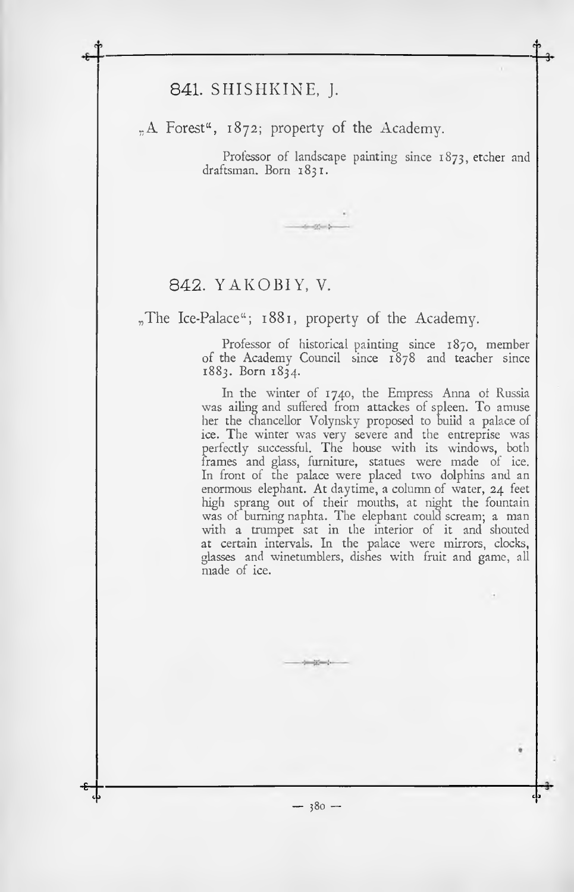## 841. SHISHKINE, J.

„A Forest", 1872; property of the Academy.

Professor of landscape painting since 1873, etcher and draftsman. Born 1831.

## 842. YAKOBIY, V.

„The Ice-Palace"; 1881, property of the Academy.

Professor of historical painting since 1870, member of the Academy Council since 1878 and teacher since 1883. Born 1834.

In the winter of 1740, the Empress Anna of Russia was ailing and suffered from attackes of spleen. To amuse her the chancellor Volynsky proposed to buiid a palace of ice. The winter was very severe and the entreprise was perfectly successful. The house with its windows, both frames and glass, furniture, statues were made of ice. In front of the palace were placed two dolphins and an enormous elephant. At daytime, a column of water, 24 feet high sprang out of their mouths, at night the fountain was of burning naphta. The elephant could scream; a man with a trumpet sat in the interior of it and shouted at certain intervals. In the palace were mirrors, clocks, glasses and winetumblers, dishes with fruit and game, all made of ice.